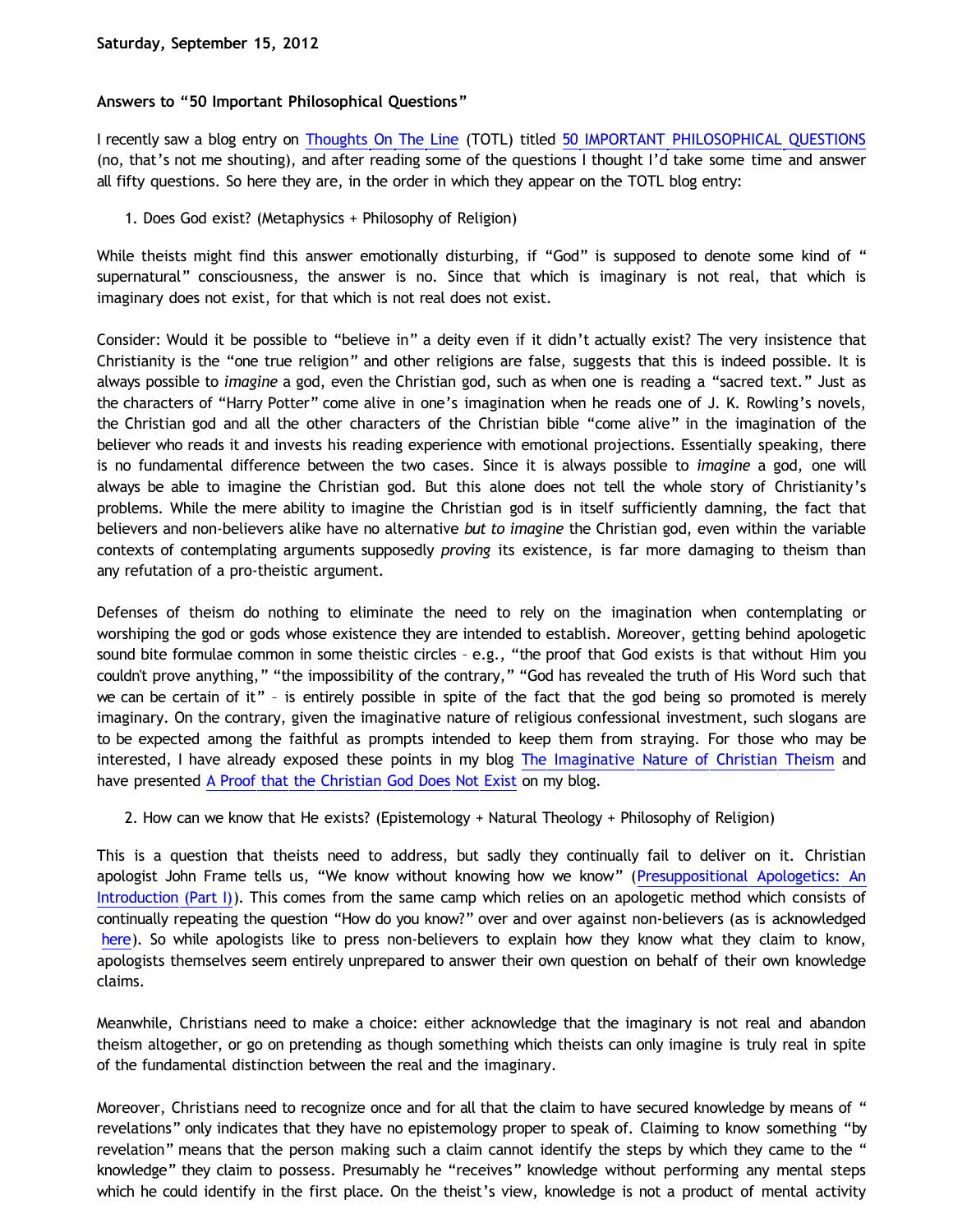**Saturday, September 15, 2012**

**Answers to "50 Important Philosophical Questions"**

I recently saw a blog entry on Thoughts On The Line (TOTL) titled 50 IMPORTANT PHILOSOPHICAL QUESTIONS (no, that's not me shouting), and after reading some of the questions I thought I'd take some time and answer all fifty questions. So here they are, in the order in which they appear on the TOTL blog entry:

1. Does God exist? (Metaphysics + Philosophy of Religion)

While theists might find this answer emotionally disturbing, if "God" is supposed to denote some kind of "supernatural" consciousness, the answer is no. Since that which is imaginary is not real, that which is imaginary does not exist, for that which is not real does not exist.

Consider: Would it be possible to "believe in" a deity even if it didn't actually exist? The very insistence that Christianity is the "one true religion" and other religions are false, suggests that this is indeed possible. It is always possible to *imagine* a god, even the Christian god, such as when one is reading a "sacred text." Just as the characters of "Harry Potter" come alive in one's imagination when he reads one of J. K. Rowling's novels, the Christian god and all the other characters of the Christian bible "come alive" in the imagination of the believer who reads it and invests his reading experience with emotional projections. Essentially speaking, there is no fundamental difference between the two cases. Since it is always possible to *imagine* a god, one will always be able to imagine the Christian god. But this alone does not tell the whole story of Christianity's problems. While the mere ability to imagine the Christian god is in itself sufficiently damning, the fact that believers and non-believers alike have no alternative *but to imagine* the Christian god, even within the variable contexts of contemplating arguments supposedly *proving* its existence, is far more damaging to theism than any refutation of a pro-theistic argument.

Defenses of theism do nothing to eliminate the need to rely on the imagination when contemplating or worshiping the god or gods whose existence they are intended to establish. Moreover, getting behind apologetic sound bite formulae common in some theistic circles – e.g., "the proof that God exists is that without Him you couldn't prove anything," "the impossibility of the contrary," "God has revealed the truth of His Word such that we can be certain of it" – is entirely possible in spite of the fact that the god being so promoted is merely imaginary. On the contrary, given the imaginative nature of religious confessional investment, such slogans are to be expected among the faithful as prompts intended to keep them from straying. For those who may be interested, I have already exposed these points in my blog The Imaginative Nature of Christian Theism and have presented A Proof that the Christian God Does Not Exist on my blog.

2. How can we know that He exists? (Epistemology + Natural Theology + Philosophy of Religion)

This is a question that theists need to address, but sadly they continually fail to deliver on it. Christian apologist John Frame tells us, "We know without knowing how we know" (Presuppositional Apologetics: An Introduction (Part I)). This comes from the same camp which relies on an apologetic method which consists of continually repeating the question "How do you know?" over and over against non-believers (as is acknowledged here). So while apologists like to press non-believers to explain how they know what they claim to know, apologists themselves seem entirely unprepared to answer their own question on behalf of their own knowledge claims.

Meanwhile, Christians need to make a choice: either acknowledge that the imaginary is not real and abandon theism altogether, or go on pretending as though something which theists can only imagine is truly real in spite of the fundamental distinction between the real and the imaginary.

Moreover, Christians need to recognize once and for all that the claim to have secured knowledge by means of "revelations" only indicates that they have no epistemology proper to speak of. Claiming to know something "by revelation" means that the person making such a claim cannot identify the steps by which they came to the "knowledge" they claim to possess. Presumably he "receives" knowledge without performing any mental steps which he could identify in the first place. On the theist's view, knowledge is not a product of mental activity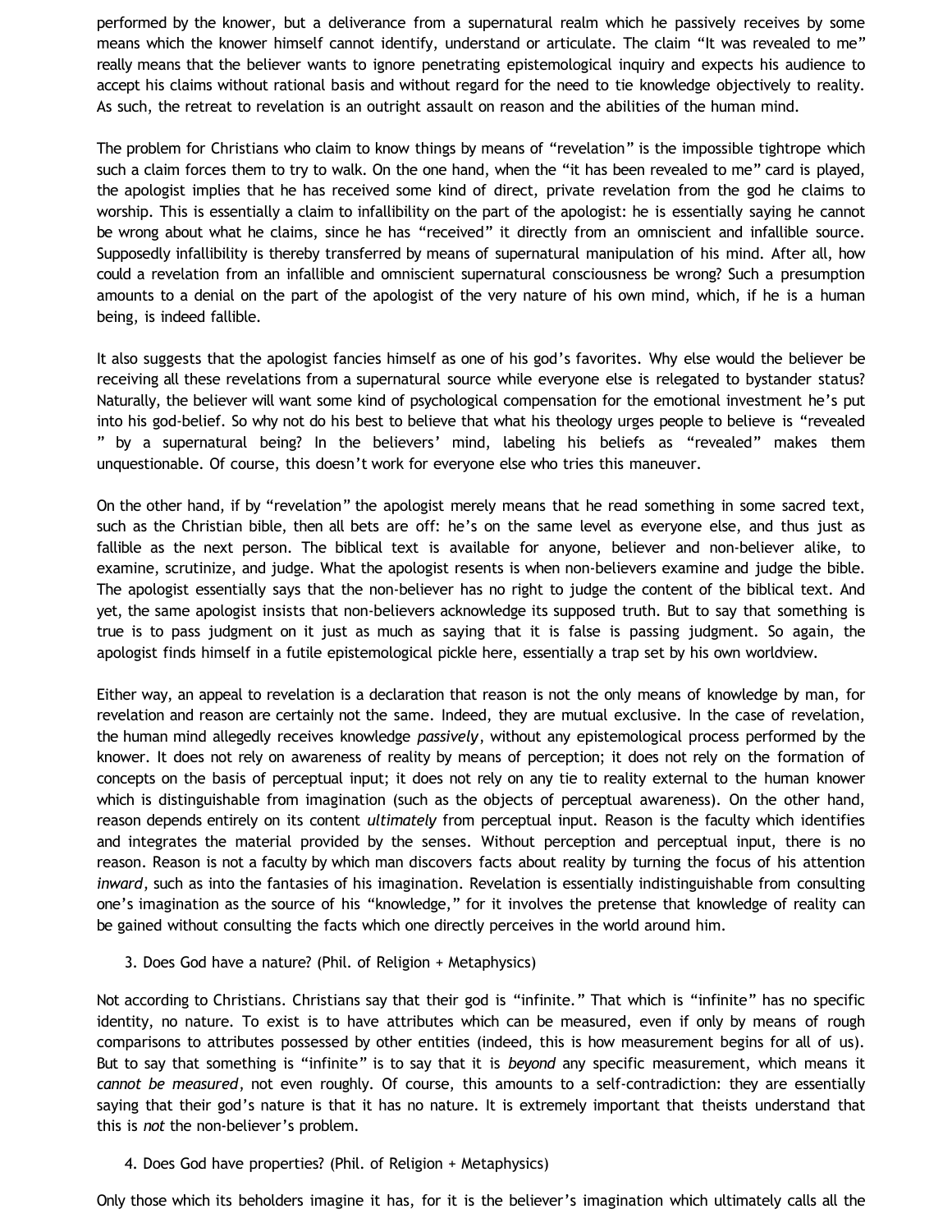performed by the knower, but a deliverance from a supernatural realm which he passively receives by some means which the knower himself cannot identify, understand or articulate. The claim "It was revealed to me" really means that the believer wants to ignore penetrating epistemological inquiry and expects his audience to accept his claims without rational basis and without regard for the need to tie knowledge objectively to reality. As such, the retreat to revelation is an outright assault on reason and the abilities of the human mind.

The problem for Christians who claim to know things by means of "revelation" is the impossible tightrope which such a claim forces them to try to walk. On the one hand, when the "it has been revealed to me" card is played, the apologist implies that he has received some kind of direct, private revelation from the god he claims to worship. This is essentially a claim to infallibility on the part of the apologist: he is essentially saying he cannot be wrong about what he claims, since he has "received" it directly from an omniscient and infallible source. Supposedly infallibility is thereby transferred by means of supernatural manipulation of his mind. After all, how could a revelation from an infallible and omniscient supernatural consciousness be wrong? Such a presumption amounts to a denial on the part of the apologist of the very nature of his own mind, which, if he is a human being, is indeed fallible.

It also suggests that the apologist fancies himself as one of his god's favorites. Why else would the believer be receiving all these revelations from a supernatural source while everyone else is relegated to bystander status? Naturally, the believer will want some kind of psychological compensation for the emotional investment he's put into his god-belief. So why not do his best to believe that what his theology urges people to believe is "revealed " by a supernatural being? In the believers' mind, labeling his beliefs as "revealed" makes them unquestionable. Of course, this doesn't work for everyone else who tries this maneuver.

On the other hand, if by "revelation" the apologist merely means that he read something in some sacred text, such as the Christian bible, then all bets are off: he's on the same level as everyone else, and thus just as fallible as the next person. The biblical text is available for anyone, believer and non-believer alike, to examine, scrutinize, and judge. What the apologist resents is when non-believers examine and judge the bible. The apologist essentially says that the non-believer has no right to judge the content of the biblical text. And yet, the same apologist insists that non-believers acknowledge its supposed truth. But to say that something is true is to pass judgment on it just as much as saying that it is false is passing judgment. So again, the apologist finds himself in a futile epistemological pickle here, essentially a trap set by his own worldview.

Either way, an appeal to revelation is a declaration that reason is not the only means of knowledge by man, for revelation and reason are certainly not the same. Indeed, they are mutual exclusive. In the case of revelation, the human mind allegedly receives knowledge *passively*, without any epistemological process performed by the knower. It does not rely on awareness of reality by means of perception; it does not rely on the formation of concepts on the basis of perceptual input; it does not rely on any tie to reality external to the human knower which is distinguishable from imagination (such as the objects of perceptual awareness). On the other hand, reason depends entirely on its content *ultimately* from perceptual input. Reason is the faculty which identifies and integrates the material provided by the senses. Without perception and perceptual input, there is no reason. Reason is not a faculty by which man discovers facts about reality by turning the focus of his attention *inward*, such as into the fantasies of his imagination. Revelation is essentially indistinguishable from consulting one's imagination as the source of his "knowledge," for it involves the pretense that knowledge of reality can be gained without consulting the facts which one directly perceives in the world around him.

3. Does God have a nature? (Phil. of Religion + Metaphysics)

Not according to Christians. Christians say that their god is "infinite." That which is "infinite" has no specific identity, no nature. To exist is to have attributes which can be measured, even if only by means of rough comparisons to attributes possessed by other entities (indeed, this is how measurement begins for all of us). But to say that something is "infinite" is to say that it is *beyond* any specific measurement, which means it *cannot be measured*, not even roughly. Of course, this amounts to a self-contradiction: they are essentially saying that their god's nature is that it has no nature. It is extremely important that theists understand that this is *not* the non-believer's problem.

4. Does God have properties? (Phil. of Religion + Metaphysics)

Only those which its beholders imagine it has, for it is the believer's imagination which ultimately calls all the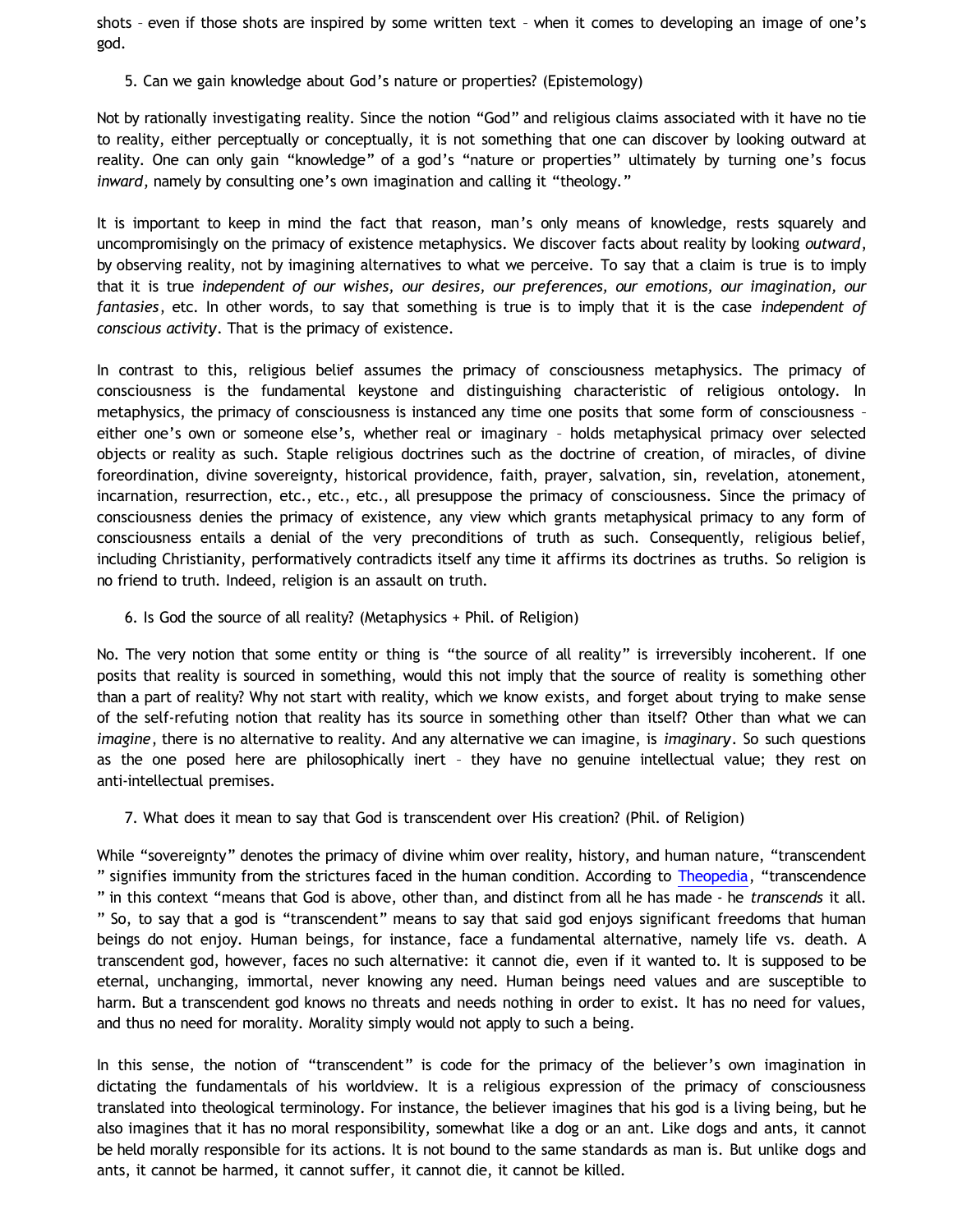shots – even if those shots are inspired by some written text – when it comes to developing an image of one's god.

5. Can we gain knowledge about God's nature or properties? (Epistemology)

Not by rationally investigating reality. Since the notion "God" and religious claims associated with it have no tie to reality, either perceptually or conceptually, it is not something that one can discover by looking outward at reality. One can only gain "knowledge" of a god's "nature or properties" ultimately by turning one's focus *inward*, namely by consulting one's own imagination and calling it "theology."

It is important to keep in mind the fact that reason, man's only means of knowledge, rests squarely and uncompromisingly on the primacy of existence metaphysics. We discover facts about reality by looking *outward*, by observing reality, not by imagining alternatives to what we perceive. To say that a claim is true is to imply that it is true *independent of our wishes, our desires, our preferences, our emotions, our imagination, our fantasies*, etc. In other words, to say that something is true is to imply that it is the case *independent of conscious activity*. That is the primacy of existence.

In contrast to this, religious belief assumes the primacy of consciousness metaphysics. The primacy of consciousness is the fundamental keystone and distinguishing characteristic of religious ontology. In metaphysics, the primacy of consciousness is instanced any time one posits that some form of consciousness – either one's own or someone else's, whether real or imaginary – holds metaphysical primacy over selected objects or reality as such. Staple religious doctrines such as the doctrine of creation, of miracles, of divine foreordination, divine sovereignty, historical providence, faith, prayer, salvation, sin, revelation, atonement, incarnation, resurrection, etc., etc., etc., all presuppose the primacy of consciousness. Since the primacy of consciousness denies the primacy of existence, any view which grants metaphysical primacy to any form of consciousness entails a denial of the very preconditions of truth as such. Consequently, religious belief, including Christianity, performatively contradicts itself any time it affirms its doctrines as truths. So religion is no friend to truth. Indeed, religion is an assault on truth.

6. Is God the source of all reality? (Metaphysics + Phil. of Religion)

No. The very notion that some entity or thing is "the source of all reality" is irreversibly incoherent. If one posits that reality is sourced in something, would this not imply that the source of reality is something other than a part of reality? Why not start with reality, which we know exists, and forget about trying to make sense of the self-refuting notion that reality has its source in something other than itself? Other than what we can *imagine*, there is no alternative to reality. And any alternative we can imagine, is *imaginary*. So such questions as the one posed here are philosophically inert – they have no genuine intellectual value; they rest on anti-intellectual premises.

7. What does it mean to say that God is transcendent over His creation? (Phil. of Religion)

While "sovereignty" denotes the primacy of divine whim over reality, history, and human nature, "transcendent" signifies immunity from the strictures faced in the human condition. According to Theopedia, "transcendence" in this context "means that God is above, other than, and distinct from all he has made - he *transcends* it all." So, to say that a god is "transcendent" means to say that said god enjoys significant freedoms that human beings do not enjoy. Human beings, for instance, face a fundamental alternative, namely life vs. death. A transcendent god, however, faces no such alternative: it cannot die, even if it wanted to. It is supposed to be eternal, unchanging, immortal, never knowing any need. Human beings need values and are susceptible to harm. But a transcendent god knows no threats and needs nothing in order to exist. It has no need for values, and thus no need for morality. Morality simply would not apply to such a being.

In this sense, the notion of "transcendent" is code for the primacy of the believer's own imagination in dictating the fundamentals of his worldview. It is a religious expression of the primacy of consciousness translated into theological terminology. For instance, the believer imagines that his god is a living being, but he also imagines that it has no moral responsibility, somewhat like a dog or an ant. Like dogs and ants, it cannot be held morally responsible for its actions. It is not bound to the same standards as man is. But unlike dogs and ants, it cannot be harmed, it cannot suffer, it cannot die, it cannot be killed.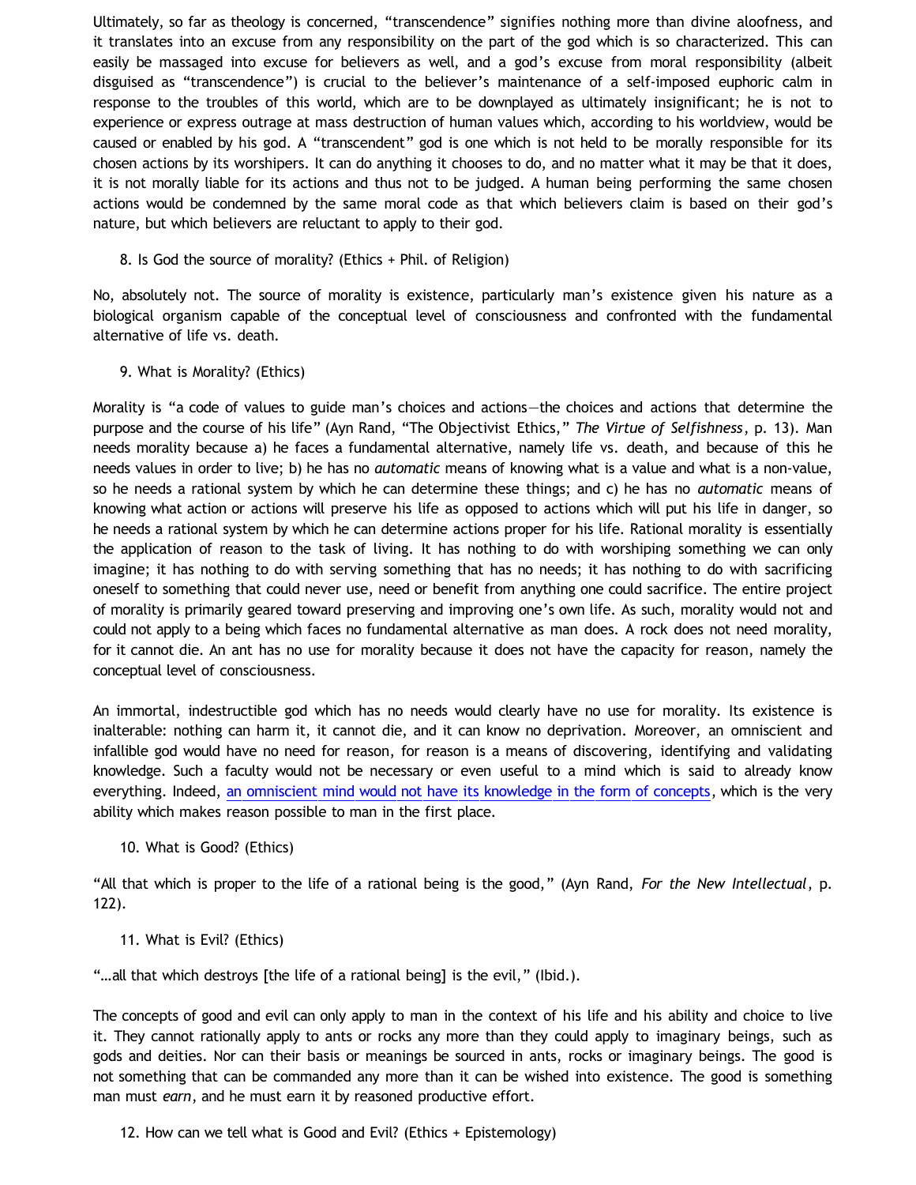Ultimately, so far as theology is concerned, "transcendence" signifies nothing more than divine aloofness, and it translates into an excuse from any responsibility on the part of the god which is so characterized. This can easily be massaged into excuse for believers as well, and a god's excuse from moral responsibility (albeit disguised as "transcendence") is crucial to the believer's maintenance of a self-imposed euphoric calm in response to the troubles of this world, which are to be downplayed as ultimately insignificant; he is not to experience or express outrage at mass destruction of human values which, according to his worldview, would be caused or enabled by his god. A "transcendent" god is one which is not held to be morally responsible for its chosen actions by its worshipers. It can do anything it chooses to do, and no matter what it may be that it does, it is not morally liable for its actions and thus not to be judged. A human being performing the same chosen actions would be condemned by the same moral code as that which believers claim is based on their god's nature, but which believers are reluctant to apply to their god.

8. Is God the source of morality? (Ethics + Phil. of Religion)

No, absolutely not. The source of morality is existence, particularly man's existence given his nature as a biological organism capable of the conceptual level of consciousness and confronted with the fundamental alternative of life vs. death.

9. What is Morality? (Ethics)

Morality is "a code of values to guide man's choices and actions—the choices and actions that determine the purpose and the course of his life" (Ayn Rand, "The Objectivist Ethics," *The Virtue of Selfishness*, p. 13). Man needs morality because a) he faces a fundamental alternative, namely life vs. death, and because of this he needs values in order to live; b) he has no *automatic* means of knowing what is a value and what is a non-value, so he needs a rational system by which he can determine these things; and c) he has no *automatic* means of knowing what action or actions will preserve his life as opposed to actions which will put his life in danger, so he needs a rational system by which he can determine actions proper for his life. Rational morality is essentially the application of reason to the task of living. It has nothing to do with worshiping something we can only imagine; it has nothing to do with serving something that has no needs; it has nothing to do with sacrificing oneself to something that could never use, need or benefit from anything one could sacrifice. The entire project of morality is primarily geared toward preserving and improving one's own life. As such, morality would not and could not apply to a being which faces no fundamental alternative as man does. A rock does not need morality, for it cannot die. An ant has no use for morality because it does not have the capacity for reason, namely the conceptual level of consciousness.

An immortal, indestructible god which has no needs would clearly have no use for morality. Its existence is inalterable: nothing can harm it, it cannot die, and it can know no deprivation. Moreover, an omniscient and infallible god would have no need for reason, for reason is a means of discovering, identifying and validating knowledge. Such a faculty would not be necessary or even useful to a mind which is said to already know everything. Indeed, an omniscient mind would not have its knowledge in the form of concepts, which is the very ability which makes reason possible to man in the first place.

10. What is Good? (Ethics)

"All that which is proper to the life of a rational being is the good," (Ayn Rand, *For the New Intellectual*, p. 122).

11. What is Evil? (Ethics)

"…all that which destroys [the life of a rational being] is the evil," (Ibid.).

The concepts of good and evil can only apply to man in the context of his life and his ability and choice to live it. They cannot rationally apply to ants or rocks any more than they could apply to imaginary beings, such as gods and deities. Nor can their basis or meanings be sourced in ants, rocks or imaginary beings. The good is not something that can be commanded any more than it can be wished into existence. The good is something man must *earn*, and he must earn it by reasoned productive effort.

12. How can we tell what is Good and Evil? (Ethics + Epistemology)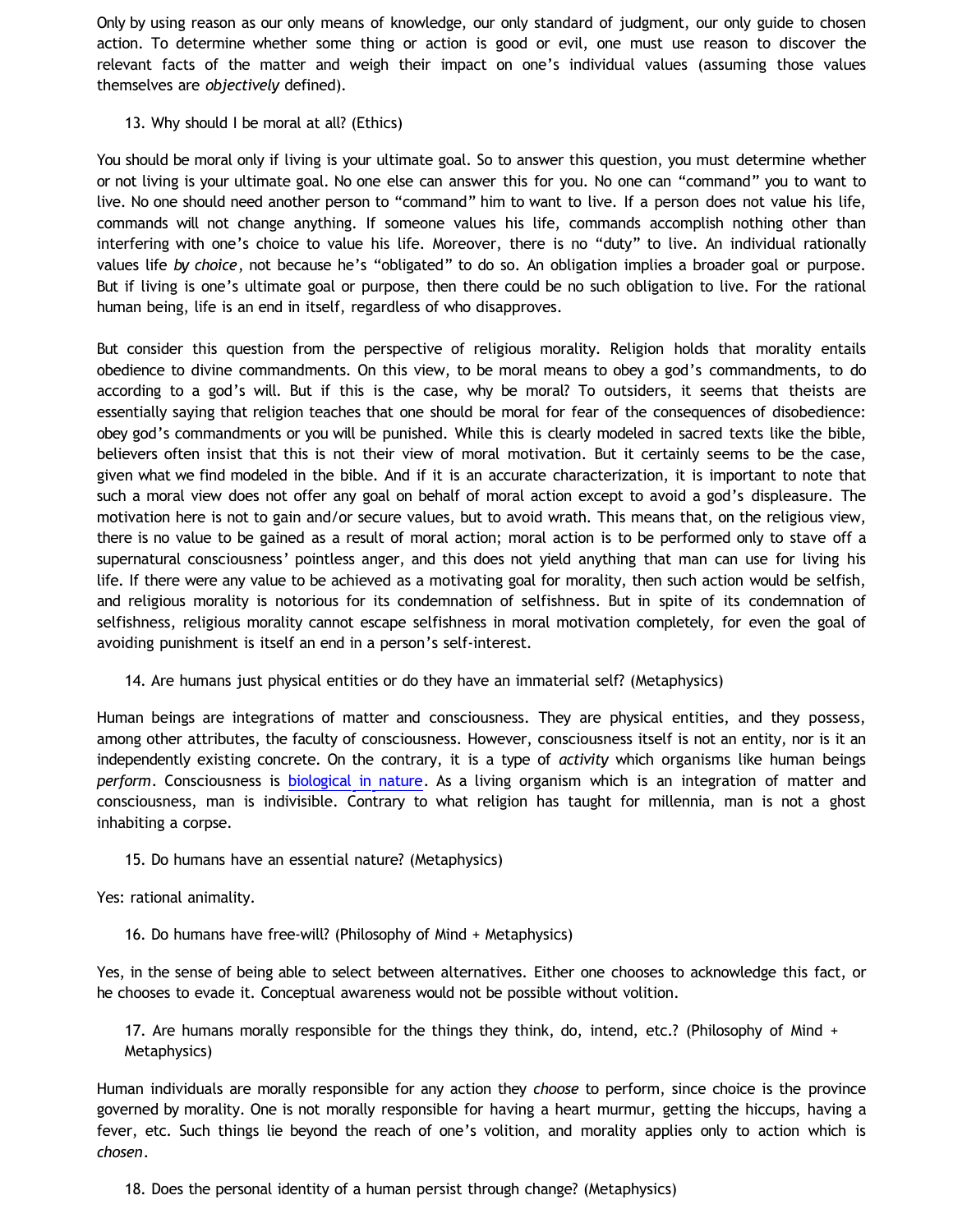Only by using reason as our only means of knowledge, our only standard of judgment, our only guide to chosen action. To determine whether some thing or action is good or evil, one must use reason to discover the relevant facts of the matter and weigh their impact on one's individual values (assuming those values themselves are *objectively* defined).

13. Why should I be moral at all? (Ethics)

You should be moral only if living is your ultimate goal. So to answer this question, you must determine whether or not living is your ultimate goal. No one else can answer this for you. No one can "command" you to want to live. No one should need another person to "command" him to want to live. If a person does not value his life, commands will not change anything. If someone values his life, commands accomplish nothing other than interfering with one's choice to value his life. Moreover, there is no "duty" to live. An individual rationally values life *by choice*, not because he's "obligated" to do so. An obligation implies a broader goal or purpose. But if living is one's ultimate goal or purpose, then there could be no such obligation to live. For the rational human being, life is an end in itself, regardless of who disapproves.

But consider this question from the perspective of religious morality. Religion holds that morality entails obedience to divine commandments. On this view, to be moral means to obey a god's commandments, to do according to a god's will. But if this is the case, why be moral? To outsiders, it seems that theists are essentially saying that religion teaches that one should be moral for fear of the consequences of disobedience: obey god's commandments or you will be punished. While this is clearly modeled in sacred texts like the bible, believers often insist that this is not their view of moral motivation. But it certainly seems to be the case, given what we find modeled in the bible. And if it is an accurate characterization, it is important to note that such a moral view does not offer any goal on behalf of moral action except to avoid a god's displeasure. The motivation here is not to gain and/or secure values, but to avoid wrath. This means that, on the religious view, there is no value to be gained as a result of moral action; moral action is to be performed only to stave off a supernatural consciousness' pointless anger, and this does not yield anything that man can use for living his life. If there were any value to be achieved as a motivating goal for morality, then such action would be selfish, and religious morality is notorious for its condemnation of selfishness. But in spite of its condemnation of selfishness, religious morality cannot escape selfishness in moral motivation completely, for even the goal of avoiding punishment is itself an end in a person's self-interest.

14. Are humans just physical entities or do they have an immaterial self? (Metaphysics)

Human beings are integrations of matter and consciousness. They are physical entities, and they possess, among other attributes, the faculty of consciousness. However, consciousness itself is not an entity, nor is it an independently existing concrete. On the contrary, it is a type of *activity* which organisms like human beings *perform*. Consciousness is biological in nature. As a living organism which is an integration of matter and consciousness, man is indivisible. Contrary to what religion has taught for millennia, man is not a ghost inhabiting a corpse.

15. Do humans have an essential nature? (Metaphysics)

Yes: rational animality.

16. Do humans have free-will? (Philosophy of Mind + Metaphysics)

Yes, in the sense of being able to select between alternatives. Either one chooses to acknowledge this fact, or he chooses to evade it. Conceptual awareness would not be possible without volition.

17. Are humans morally responsible for the things they think, do, intend, etc.? (Philosophy of Mind + Metaphysics)

Human individuals are morally responsible for any action they *choose* to perform, since choice is the province governed by morality. One is not morally responsible for having a heart murmur, getting the hiccups, having a fever, etc. Such things lie beyond the reach of one's volition, and morality applies only to action which is *chosen*.

18. Does the personal identity of a human persist through change? (Metaphysics)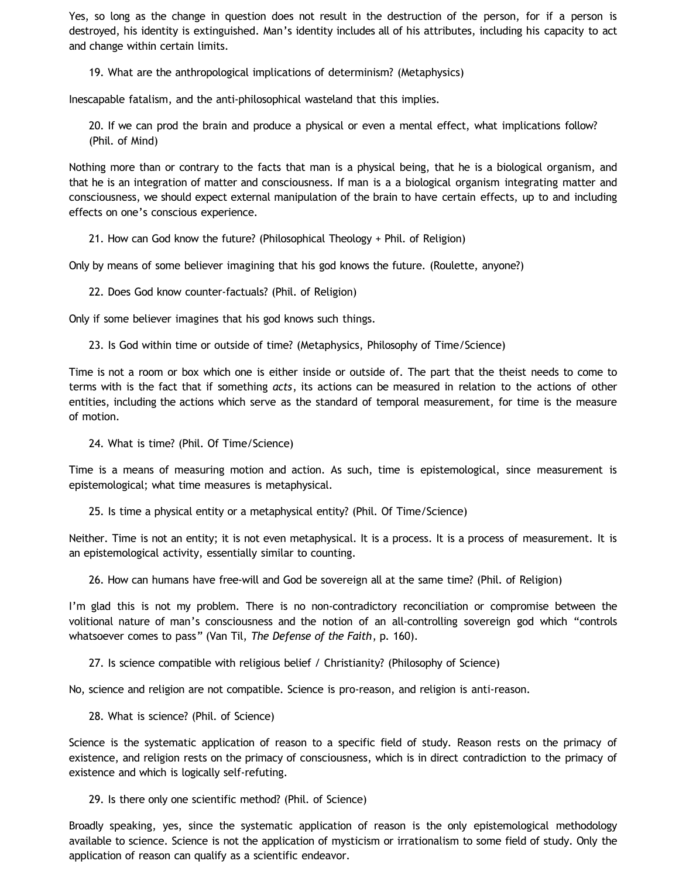Yes, so long as the change in question does not result in the destruction of the person, for if a person is destroyed, his identity is extinguished. Man's identity includes all of his attributes, including his capacity to act and change within certain limits.

19. What are the anthropological implications of determinism? (Metaphysics)

Inescapable fatalism, and the anti-philosophical wasteland that this implies.

20. If we can prod the brain and produce a physical or even a mental effect, what implications follow? (Phil. of Mind)

Nothing more than or contrary to the facts that man is a physical being, that he is a biological organism, and that he is an integration of matter and consciousness. If man is a a biological organism integrating matter and consciousness, we should expect external manipulation of the brain to have certain effects, up to and including effects on one's conscious experience.

21. How can God know the future? (Philosophical Theology + Phil. of Religion)

Only by means of some believer imagining that his god knows the future. (Roulette, anyone?)

22. Does God know counter-factuals? (Phil. of Religion)

Only if some believer imagines that his god knows such things.

23. Is God within time or outside of time? (Metaphysics, Philosophy of Time/Science)

Time is not a room or box which one is either inside or outside of. The part that the theist needs to come to terms with is the fact that if something *acts*, its actions can be measured in relation to the actions of other entities, including the actions which serve as the standard of temporal measurement, for time is the measure of motion.

24. What is time? (Phil. Of Time/Science)

Time is a means of measuring motion and action. As such, time is epistemological, since measurement is epistemological; what time measures is metaphysical.

25. Is time a physical entity or a metaphysical entity? (Phil. Of Time/Science)

Neither. Time is not an entity; it is not even metaphysical. It is a process. It is a process of measurement. It is an epistemological activity, essentially similar to counting.

26. How can humans have free-will and God be sovereign all at the same time? (Phil. of Religion)

I'm glad this is not my problem. There is no non-contradictory reconciliation or compromise between the volitional nature of man's consciousness and the notion of an all-controlling sovereign god which "controls whatsoever comes to pass" (Van Til, *The Defense of the Faith*, p. 160).

27. Is science compatible with religious belief / Christianity? (Philosophy of Science)

No, science and religion are not compatible. Science is pro-reason, and religion is anti-reason.

28. What is science? (Phil. of Science)

Science is the systematic application of reason to a specific field of study. Reason rests on the primacy of existence, and religion rests on the primacy of consciousness, which is in direct contradiction to the primacy of existence and which is logically self-refuting.

29. Is there only one scientific method? (Phil. of Science)

Broadly speaking, yes, since the systematic application of reason is the only epistemological methodology available to science. Science is not the application of mysticism or irrationalism to some field of study. Only the application of reason can qualify as a scientific endeavor.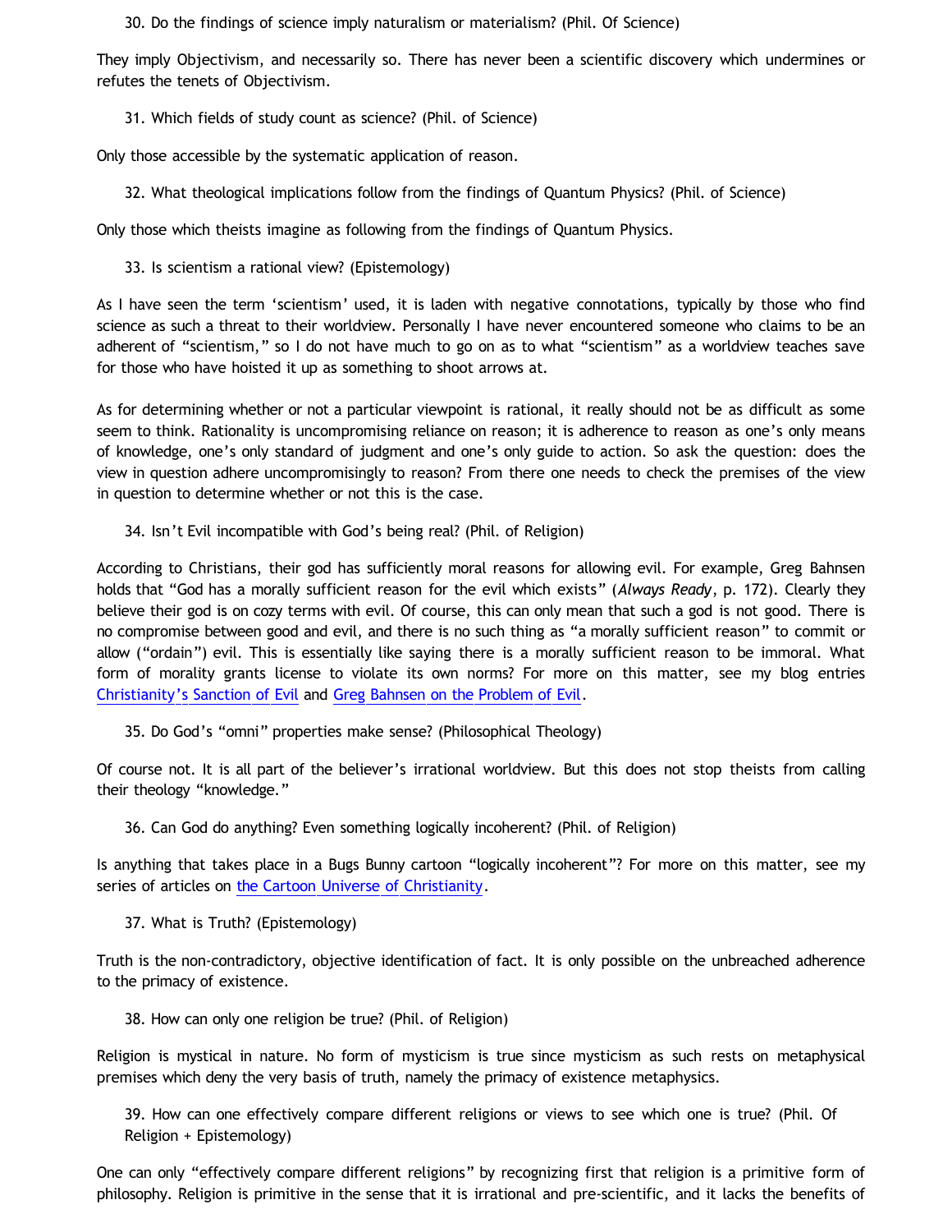30. Do the findings of science imply naturalism or materialism? (Phil. Of Science)

They imply Objectivism, and necessarily so. There has never been a scientific discovery which undermines or refutes the tenets of Objectivism.

31. Which fields of study count as science? (Phil. of Science)

Only those accessible by the systematic application of reason.

32. What theological implications follow from the findings of Quantum Physics? (Phil. of Science)

Only those which theists imagine as following from the findings of Quantum Physics.

33. Is scientism a rational view? (Epistemology)

As I have seen the term 'scientism' used, it is laden with negative connotations, typically by those who find science as such a threat to their worldview. Personally I have never encountered someone who claims to be an adherent of "scientism," so I do not have much to go on as to what "scientism" as a worldview teaches save for those who have hoisted it up as something to shoot arrows at.

As for determining whether or not a particular viewpoint is rational, it really should not be as difficult as some seem to think. Rationality is uncompromising reliance on reason; it is adherence to reason as one's only means of knowledge, one's only standard of judgment and one's only guide to action. So ask the question: does the view in question adhere uncompromisingly to reason? From there one needs to check the premises of the view in question to determine whether or not this is the case.

34. Isn't Evil incompatible with God's being real? (Phil. of Religion)

According to Christians, their god has sufficiently moral reasons for allowing evil. For example, Greg Bahnsen holds that "God has a morally sufficient reason for the evil which exists" (*Always Ready*, p. 172). Clearly they believe their god is on cozy terms with evil. Of course, this can only mean that such a god is not good. There is no compromise between good and evil, and there is no such thing as "a morally sufficient reason" to commit or allow ("ordain") evil. This is essentially like saying there is a morally sufficient reason to be immoral. What form of morality grants license to violate its own norms? For more on this matter, see my blog entries Christianity's Sanction of Evil and Greg Bahnsen on the Problem of Evil.

35. Do God's "omni" properties make sense? (Philosophical Theology)

Of course not. It is all part of the believer's irrational worldview. But this does not stop theists from calling their theology "knowledge."

36. Can God do anything? Even something logically incoherent? (Phil. of Religion)

Is anything that takes place in a Bugs Bunny cartoon "logically incoherent"? For more on this matter, see my series of articles on the Cartoon Universe of Christianity.

37. What is Truth? (Epistemology)

Truth is the non-contradictory, objective identification of fact. It is only possible on the unbreached adherence to the primacy of existence.

38. How can only one religion be true? (Phil. of Religion)

Religion is mystical in nature. No form of mysticism is true since mysticism as such rests on metaphysical premises which deny the very basis of truth, namely the primacy of existence metaphysics.

39. How can one effectively compare different religions or views to see which one is true? (Phil. Of Religion + Epistemology)

One can only "effectively compare different religions" by recognizing first that religion is a primitive form of philosophy. Religion is primitive in the sense that it is irrational and pre-scientific, and it lacks the benefits of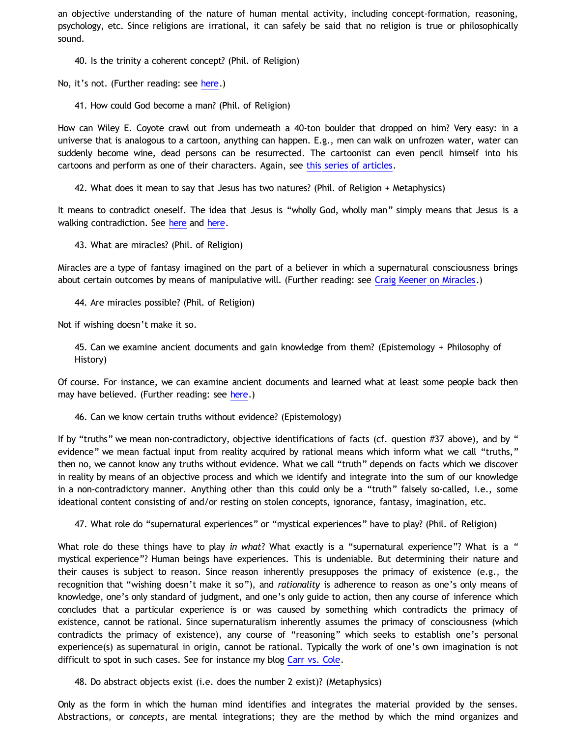an objective understanding of the nature of human mental activity, including concept-formation, reasoning, psychology, etc. Since religions are irrational, it can safely be said that no religion is true or philosophically sound.

> 40. Is the trinity a coherent concept? (Phil. of Religion)

No, it's not. (Further reading: see here.)

> 41. How could God become a man? (Phil. of Religion)

How can Wiley E. Coyote crawl out from underneath a 40-ton boulder that dropped on him? Very easy: in a universe that is analogous to a cartoon, anything can happen. E.g., men can walk on unfrozen water, water can suddenly become wine, dead persons can be resurrected. The cartoonist can even pencil himself into his cartoons and perform as one of their characters. Again, see this series of articles.

> 42. What does it mean to say that Jesus has two natures? (Phil. of Religion + Metaphysics)

It means to contradict oneself. The idea that Jesus is "wholly God, wholly man" simply means that Jesus is a walking contradiction. See here and here.

> 43. What are miracles? (Phil. of Religion)

Miracles are a type of fantasy imagined on the part of a believer in which a supernatural consciousness brings about certain outcomes by means of manipulative will. (Further reading: see Craig Keener on Miracles.)

> 44. Are miracles possible? (Phil. of Religion)

Not if wishing doesn't make it so.

> 45. Can we examine ancient documents and gain knowledge from them? (Epistemology + Philosophy of History)

Of course. For instance, we can examine ancient documents and learned what at least some people back then may have believed. (Further reading: see here.)

> 46. Can we know certain truths without evidence? (Epistemology)

If by "truths" we mean non-contradictory, objective identifications of facts (cf. question #37 above), and by "evidence" we mean factual input from reality acquired by rational means which inform what we call "truths," then no, we cannot know any truths without evidence. What we call "truth" depends on facts which we discover in reality by means of an objective process and which we identify and integrate into the sum of our knowledge in a non-contradictory manner. Anything other than this could only be a "truth" falsely so-called, i.e., some ideational content consisting of and/or resting on stolen concepts, ignorance, fantasy, imagination, etc.

> 47. What role do "supernatural experiences" or "mystical experiences" have to play? (Phil. of Religion)

What role do these things have to play *in what*? What exactly is a "supernatural experience"? What is a "mystical experience"? Human beings have experiences. This is undeniable. But determining their nature and their causes is subject to reason. Since reason inherently presupposes the primacy of existence (e.g., the recognition that "wishing doesn't make it so"), and *rationality* is adherence to reason as one's only means of knowledge, one's only standard of judgment, and one's only guide to action, then any course of inference which concludes that a particular experience is or was caused by something which contradicts the primacy of existence, cannot be rational. Since supernaturalism inherently assumes the primacy of consciousness (which contradicts the primacy of existence), any course of "reasoning" which seeks to establish one's personal experience(s) as supernatural in origin, cannot be rational. Typically the work of one's own imagination is not difficult to spot in such cases. See for instance my blog Carr vs. Cole.

> 48. Do abstract objects exist (i.e. does the number 2 exist)? (Metaphysics)

Only as the form in which the human mind identifies and integrates the material provided by the senses. Abstractions, or *concepts*, are mental integrations; they are the method by which the mind organizes and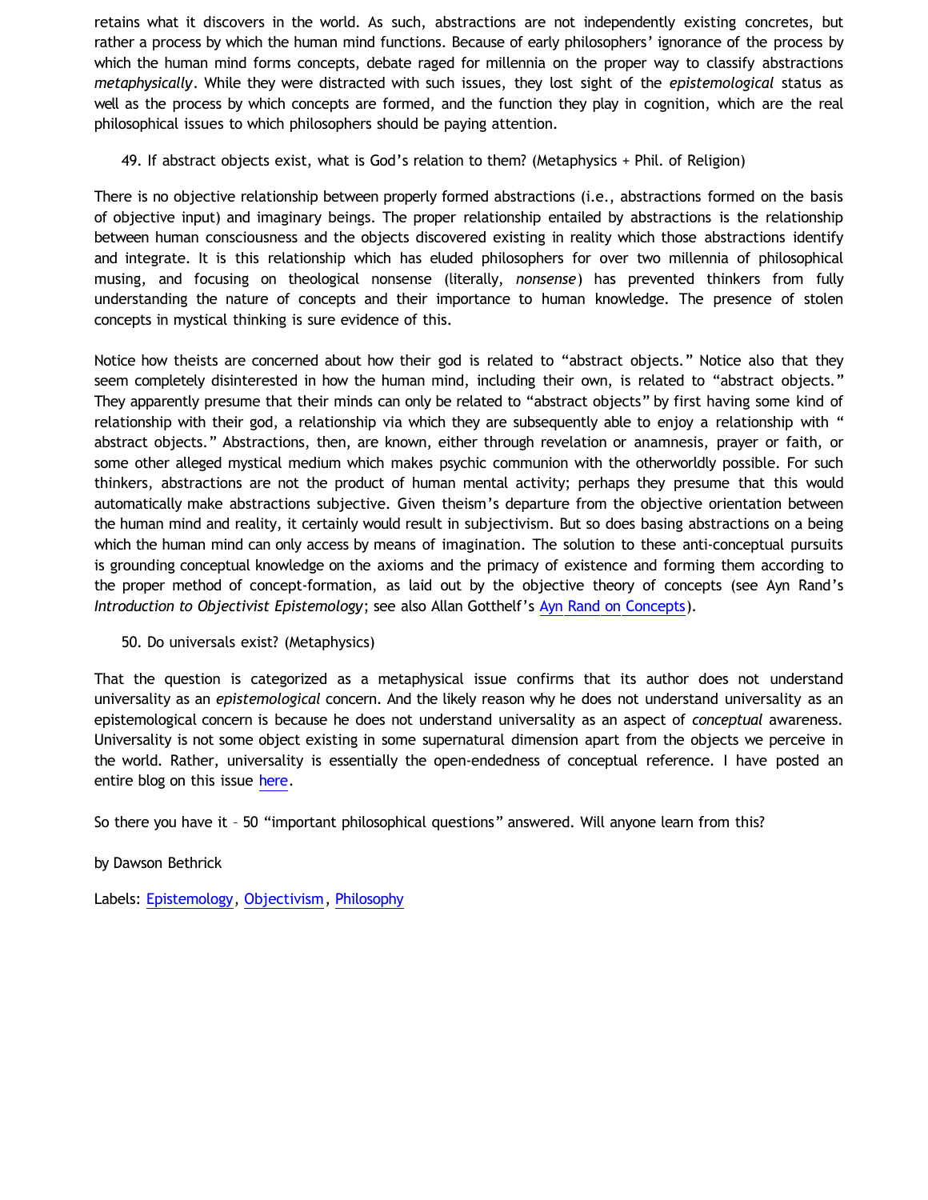retains what it discovers in the world. As such, abstractions are not independently existing concretes, but rather a process by which the human mind functions. Because of early philosophers' ignorance of the process by which the human mind forms concepts, debate raged for millennia on the proper way to classify abstractions *metaphysically*. While they were distracted with such issues, they lost sight of the *epistemological* status as well as the process by which concepts are formed, and the function they play in cognition, which are the real philosophical issues to which philosophers should be paying attention.

49. If abstract objects exist, what is God's relation to them? (Metaphysics + Phil. of Religion)

There is no objective relationship between properly formed abstractions (i.e., abstractions formed on the basis of objective input) and imaginary beings. The proper relationship entailed by abstractions is the relationship between human consciousness and the objects discovered existing in reality which those abstractions identify and integrate. It is this relationship which has eluded philosophers for over two millennia of philosophical musing, and focusing on theological nonsense (literally, *nonsense*) has prevented thinkers from fully understanding the nature of concepts and their importance to human knowledge. The presence of stolen concepts in mystical thinking is sure evidence of this.

Notice how theists are concerned about how their god is related to "abstract objects." Notice also that they seem completely disinterested in how the human mind, including their own, is related to "abstract objects." They apparently presume that their minds can only be related to "abstract objects" by first having some kind of relationship with their god, a relationship via which they are subsequently able to enjoy a relationship with " abstract objects." Abstractions, then, are known, either through revelation or anamnesis, prayer or faith, or some other alleged mystical medium which makes psychic communion with the otherworldly possible. For such thinkers, abstractions are not the product of human mental activity; perhaps they presume that this would automatically make abstractions subjective. Given theism's departure from the objective orientation between the human mind and reality, it certainly would result in subjectivism. But so does basing abstractions on a being which the human mind can only access by means of imagination. The solution to these anti-conceptual pursuits is grounding conceptual knowledge on the axioms and the primacy of existence and forming them according to the proper method of concept-formation, as laid out by the objective theory of concepts (see Ayn Rand's *Introduction to Objectivist Epistemology*; see also Allan Gotthelf's Ayn Rand on Concepts).

50. Do universals exist? (Metaphysics)

That the question is categorized as a metaphysical issue confirms that its author does not understand universality as an *epistemological* concern. And the likely reason why he does not understand universality as an epistemological concern is because he does not understand universality as an aspect of *conceptual* awareness. Universality is not some object existing in some supernatural dimension apart from the objects we perceive in the world. Rather, universality is essentially the open-endedness of conceptual reference. I have posted an entire blog on this issue here.

So there you have it – 50 "important philosophical questions" answered. Will anyone learn from this?

by Dawson Bethrick

Labels: Epistemology, Objectivism, Philosophy